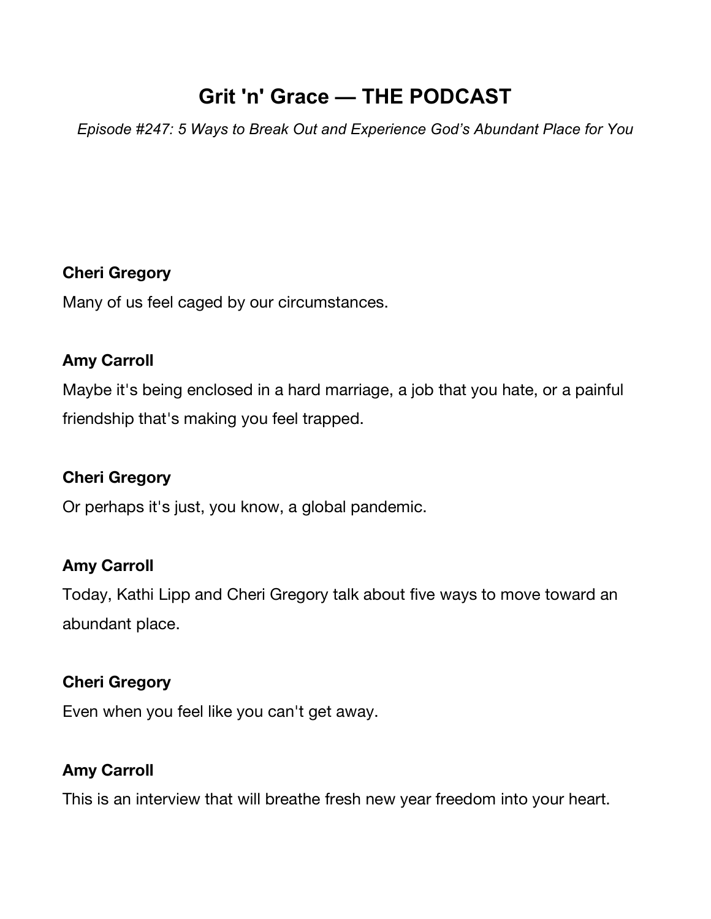# Grit 'n' Grace — THE PODCAST

*Episode #247: 5 Ways to Break Out and Experience God's Abundant Place for You*

**Cheri Gregory**

Many of us feel caged by our circumstances.

**Amy Carroll**

Maybe it's being enclosed in a hard marriage, a job that you hate, or a painful friendship that's making you feel trapped.

**Cheri Gregory**

Or perhaps it's just, you know, a global pandemic.

**Amy Carroll**

Today, Kathi Lipp and Cheri Gregory talk about five ways to move toward an abundant place.

**Cheri Gregory**

Even when you feel like you can't get away.

**Amy Carroll**

This is an interview that will breathe fresh new year freedom into your heart.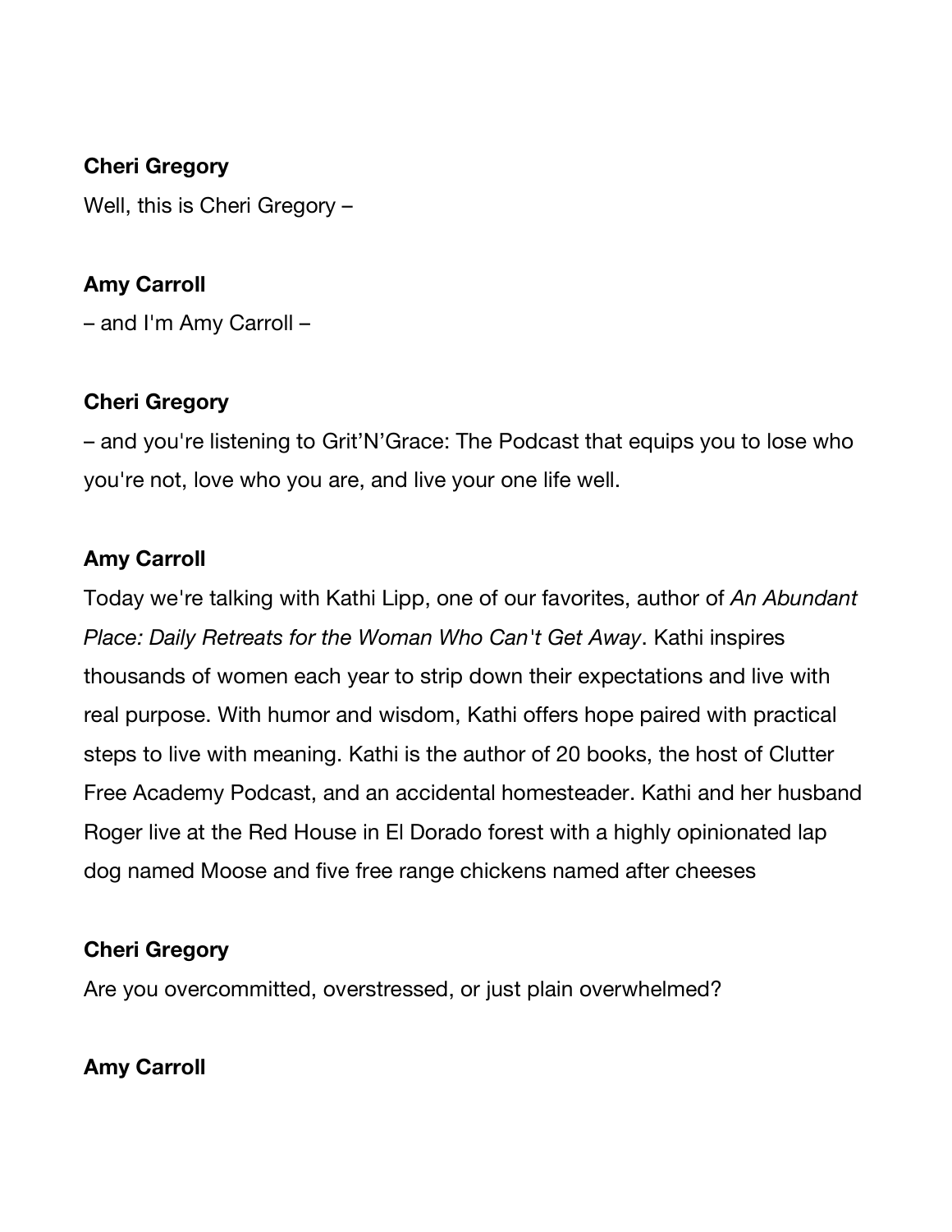**Cheri Gregory**

Well, this is Cheri Gregory –

**Amy Carroll**

– and I'm Amy Carroll –

**Cheri Gregory**

– and you're listening to Grit'N'Grace: The Podcast that equips you to lose who you're not, love who you are, and live your one life well.

**Amy Carroll**

Today we're talking with Kathi Lipp, one of our favorites, author of *An Abundant Place: Daily Retreats for the Woman Who Can't Get Away*. Kathi inspires thousands of women each year to strip down their expectations and live with real purpose. With humor and wisdom, Kathi offers hope paired with practical steps to live with meaning. Kathi is the author of 20 books, the host of Clutter Free Academy Podcast, and an accidental homesteader. Kathi and her husband Roger live at the Red House in El Dorado forest with a highly opinionated lap dog named Moose and five free range chickens named after cheeses

**Cheri Gregory**

Are you overcommitted, overstressed, or just plain overwhelmed?

**Amy Carroll**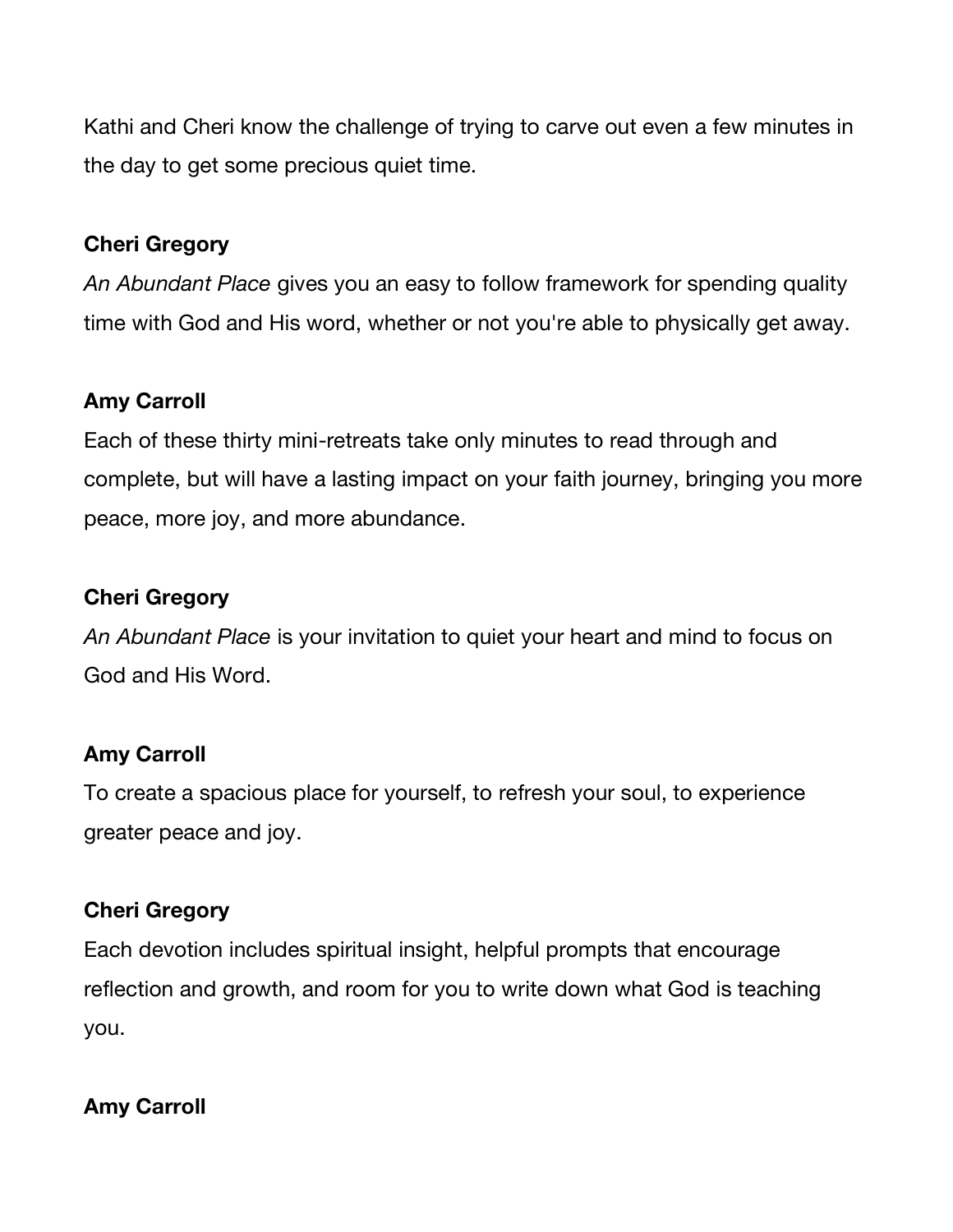Kathi and Cheri know the challenge of trying to carve out even a few minutes in the day to get some precious quiet time.

**Cheri Gregory**

*An Abundant Place* gives you an easy to follow framework for spending quality time with God and His word, whether or not you're able to physically get away.

**Amy Carroll**

Each of these thirty mini-retreats take only minutes to read through and complete, but will have a lasting impact on your faith journey, bringing you more peace, more joy, and more abundance.

**Cheri Gregory**

*An Abundant Place* is your invitation to quiet your heart and mind to focus on God and His Word.

**Amy Carroll**

To create a spacious place for yourself, to refresh your soul, to experience greater peace and joy.

**Cheri Gregory**

Each devotion includes spiritual insight, helpful prompts that encourage reflection and growth, and room for you to write down what God is teaching you.

**Amy Carroll**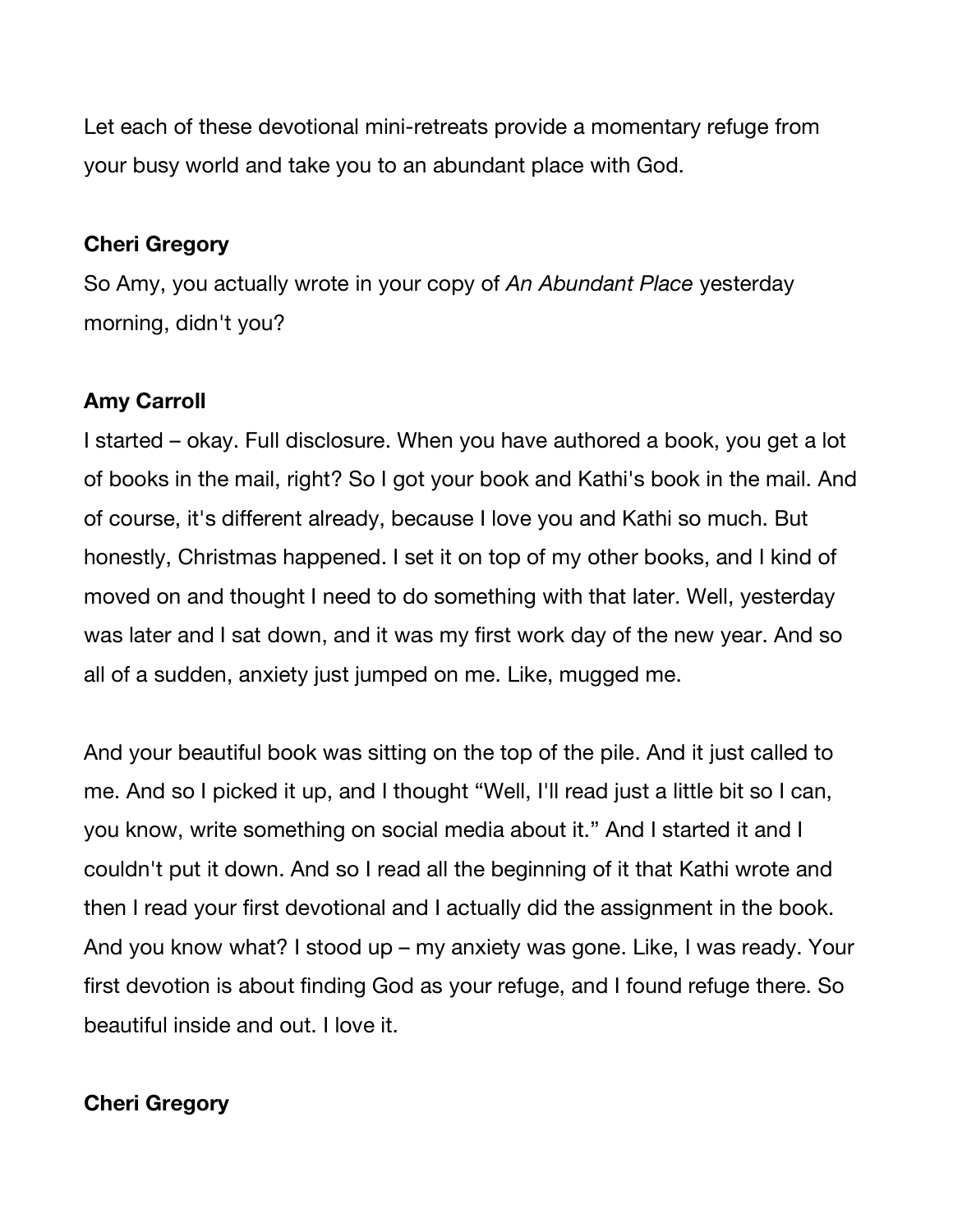Let each of these devotional mini-retreats provide a momentary refuge from your busy world and take you to an abundant place with God.

**Cheri Gregory**
So Amy, you actually wrote in your copy of *An Abundant Place* yesterday morning, didn't you?

**Amy Carroll**
I started – okay. Full disclosure. When you have authored a book, you get a lot of books in the mail, right? So I got your book and Kathi's book in the mail. And of course, it's different already, because I love you and Kathi so much. But honestly, Christmas happened. I set it on top of my other books, and I kind of moved on and thought I need to do something with that later. Well, yesterday was later and I sat down, and it was my first work day of the new year. And so all of a sudden, anxiety just jumped on me. Like, mugged me.

And your beautiful book was sitting on the top of the pile. And it just called to me. And so I picked it up, and I thought "Well, I'll read just a little bit so I can, you know, write something on social media about it." And I started it and I couldn't put it down. And so I read all the beginning of it that Kathi wrote and then I read your first devotional and I actually did the assignment in the book. And you know what? I stood up – my anxiety was gone. Like, I was ready. Your first devotion is about finding God as your refuge, and I found refuge there. So beautiful inside and out. I love it.

**Cheri Gregory**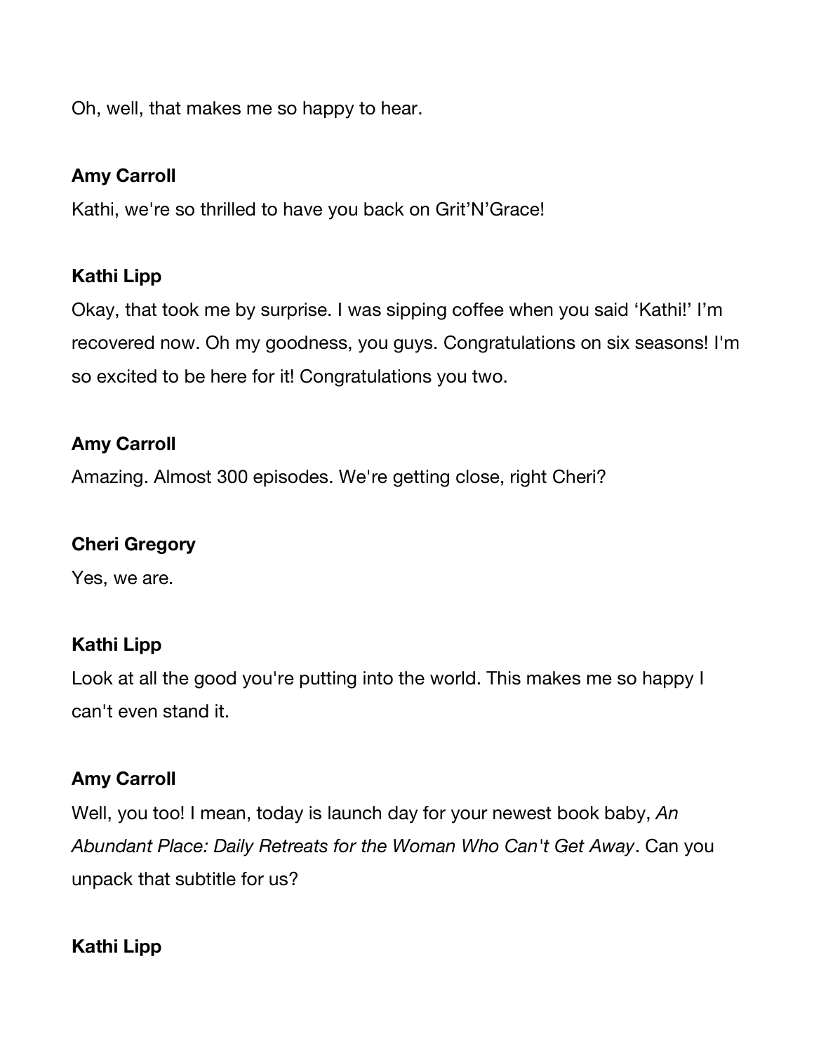Oh, well, that makes me so happy to hear.

**Amy Carroll**

Kathi, we're so thrilled to have you back on Grit'N'Grace!

**Kathi Lipp**

Okay, that took me by surprise. I was sipping coffee when you said 'Kathi!' I'm recovered now. Oh my goodness, you guys. Congratulations on six seasons! I'm so excited to be here for it! Congratulations you two.

**Amy Carroll**

Amazing. Almost 300 episodes. We're getting close, right Cheri?

**Cheri Gregory**

Yes, we are.

**Kathi Lipp**

Look at all the good you're putting into the world. This makes me so happy I can't even stand it.

**Amy Carroll**

Well, you too! I mean, today is launch day for your newest book baby, *An Abundant Place: Daily Retreats for the Woman Who Can't Get Away*. Can you unpack that subtitle for us?

**Kathi Lipp**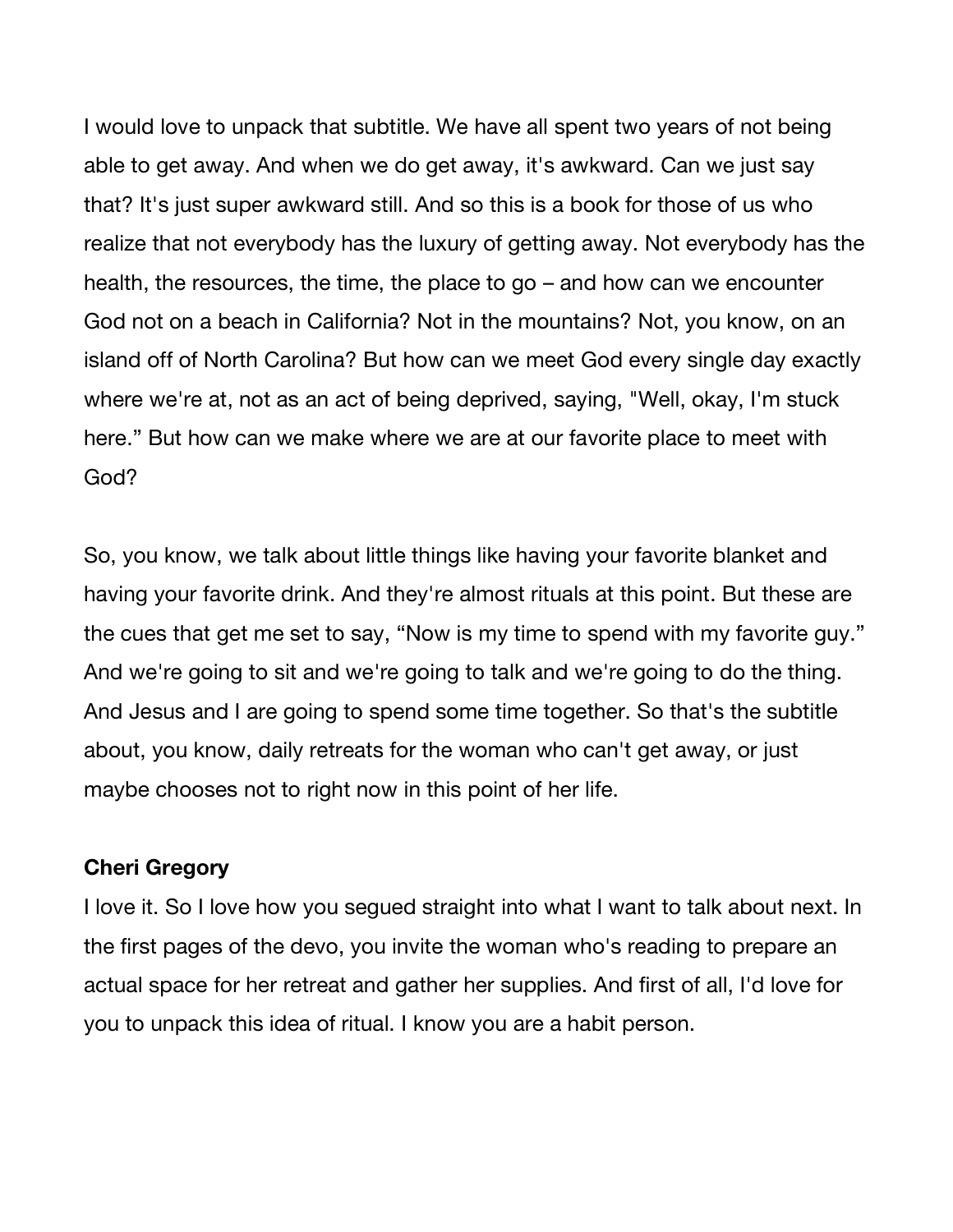I would love to unpack that subtitle. We have all spent two years of not being able to get away. And when we do get away, it's awkward. Can we just say that? It's just super awkward still. And so this is a book for those of us who realize that not everybody has the luxury of getting away. Not everybody has the health, the resources, the time, the place to go – and how can we encounter God not on a beach in California? Not in the mountains? Not, you know, on an island off of North Carolina? But how can we meet God every single day exactly where we're at, not as an act of being deprived, saying, "Well, okay, I'm stuck here." But how can we make where we are at our favorite place to meet with God?

So, you know, we talk about little things like having your favorite blanket and having your favorite drink. And they're almost rituals at this point. But these are the cues that get me set to say, "Now is my time to spend with my favorite guy." And we're going to sit and we're going to talk and we're going to do the thing. And Jesus and I are going to spend some time together. So that's the subtitle about, you know, daily retreats for the woman who can't get away, or just maybe chooses not to right now in this point of her life.

**Cheri Gregory**

I love it. So I love how you segued straight into what I want to talk about next. In the first pages of the devo, you invite the woman who's reading to prepare an actual space for her retreat and gather her supplies. And first of all, I'd love for you to unpack this idea of ritual. I know you are a habit person.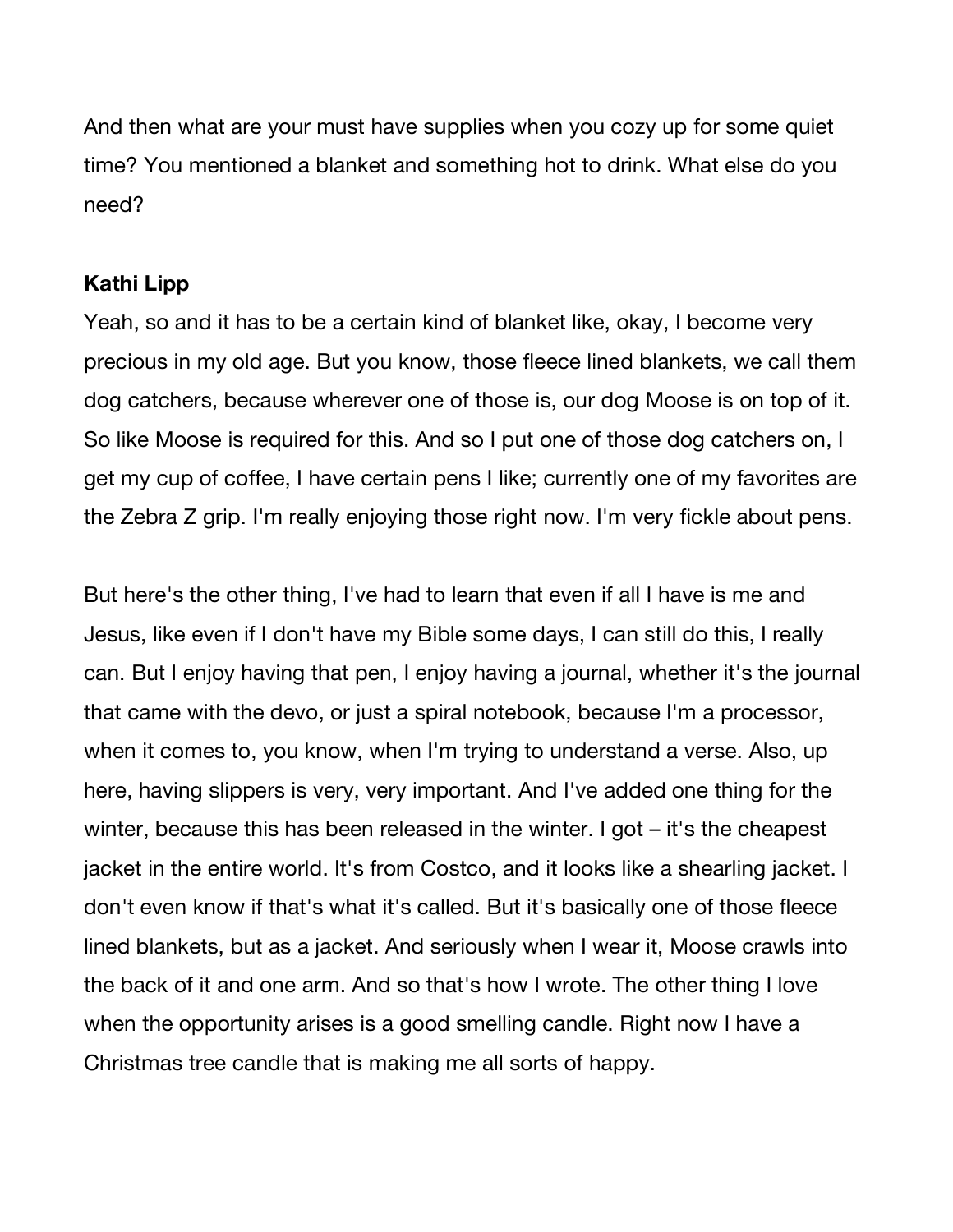And then what are your must have supplies when you cozy up for some quiet time? You mentioned a blanket and something hot to drink. What else do you need?

**Kathi Lipp**

Yeah, so and it has to be a certain kind of blanket like, okay, I become very precious in my old age. But you know, those fleece lined blankets, we call them dog catchers, because wherever one of those is, our dog Moose is on top of it. So like Moose is required for this. And so I put one of those dog catchers on, I get my cup of coffee, I have certain pens I like; currently one of my favorites are the Zebra Z grip. I'm really enjoying those right now. I'm very fickle about pens.

But here's the other thing, I've had to learn that even if all I have is me and Jesus, like even if I don't have my Bible some days, I can still do this, I really can. But I enjoy having that pen, I enjoy having a journal, whether it's the journal that came with the devo, or just a spiral notebook, because I'm a processor, when it comes to, you know, when I'm trying to understand a verse. Also, up here, having slippers is very, very important. And I've added one thing for the winter, because this has been released in the winter. I got – it's the cheapest jacket in the entire world. It's from Costco, and it looks like a shearling jacket. I don't even know if that's what it's called. But it's basically one of those fleece lined blankets, but as a jacket. And seriously when I wear it, Moose crawls into the back of it and one arm. And so that's how I wrote. The other thing I love when the opportunity arises is a good smelling candle. Right now I have a Christmas tree candle that is making me all sorts of happy.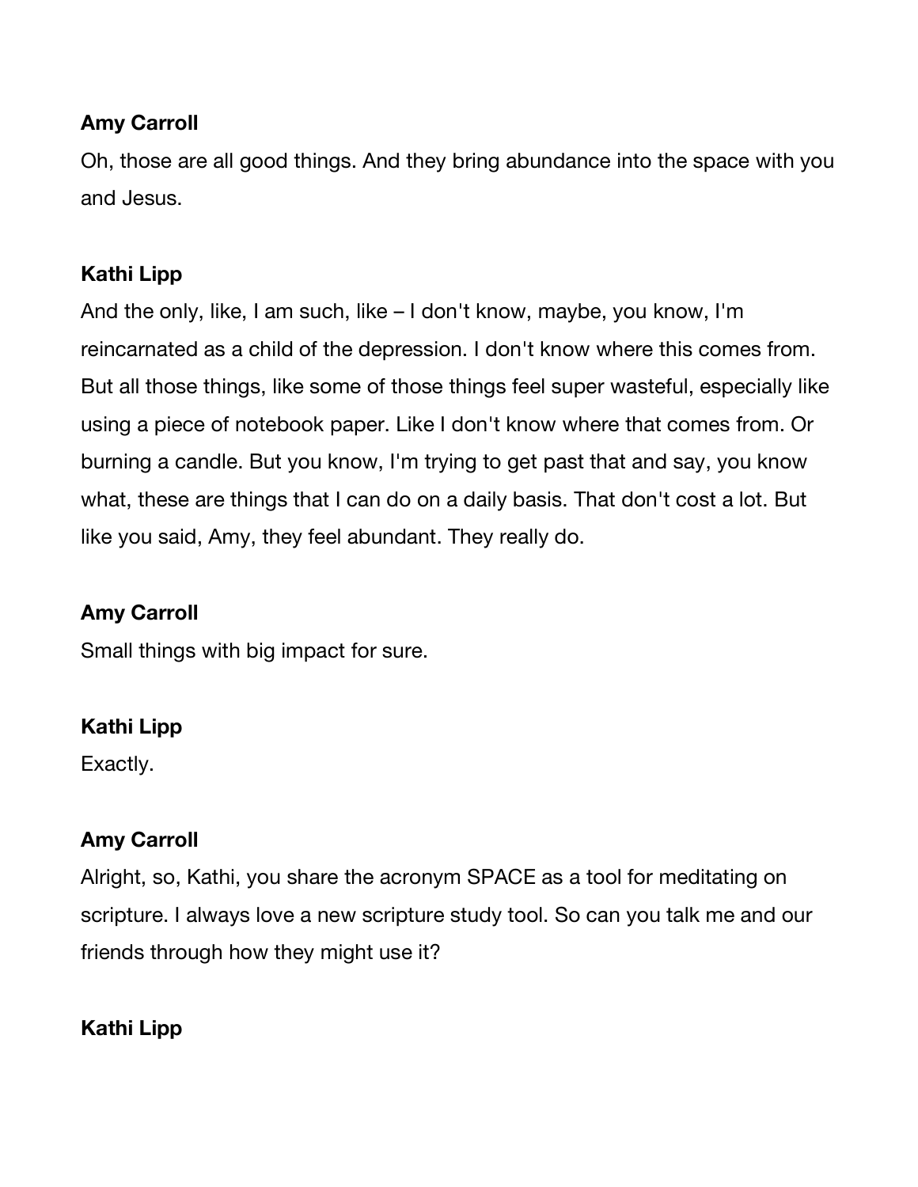**Amy Carroll**

Oh, those are all good things. And they bring abundance into the space with you and Jesus.

**Kathi Lipp**

And the only, like, I am such, like – I don't know, maybe, you know, I'm reincarnated as a child of the depression. I don't know where this comes from. But all those things, like some of those things feel super wasteful, especially like using a piece of notebook paper. Like I don't know where that comes from. Or burning a candle. But you know, I'm trying to get past that and say, you know what, these are things that I can do on a daily basis. That don't cost a lot. But like you said, Amy, they feel abundant. They really do.

**Amy Carroll**

Small things with big impact for sure.

**Kathi Lipp**

Exactly.

**Amy Carroll**

Alright, so, Kathi, you share the acronym SPACE as a tool for meditating on scripture. I always love a new scripture study tool. So can you talk me and our friends through how they might use it?

**Kathi Lipp**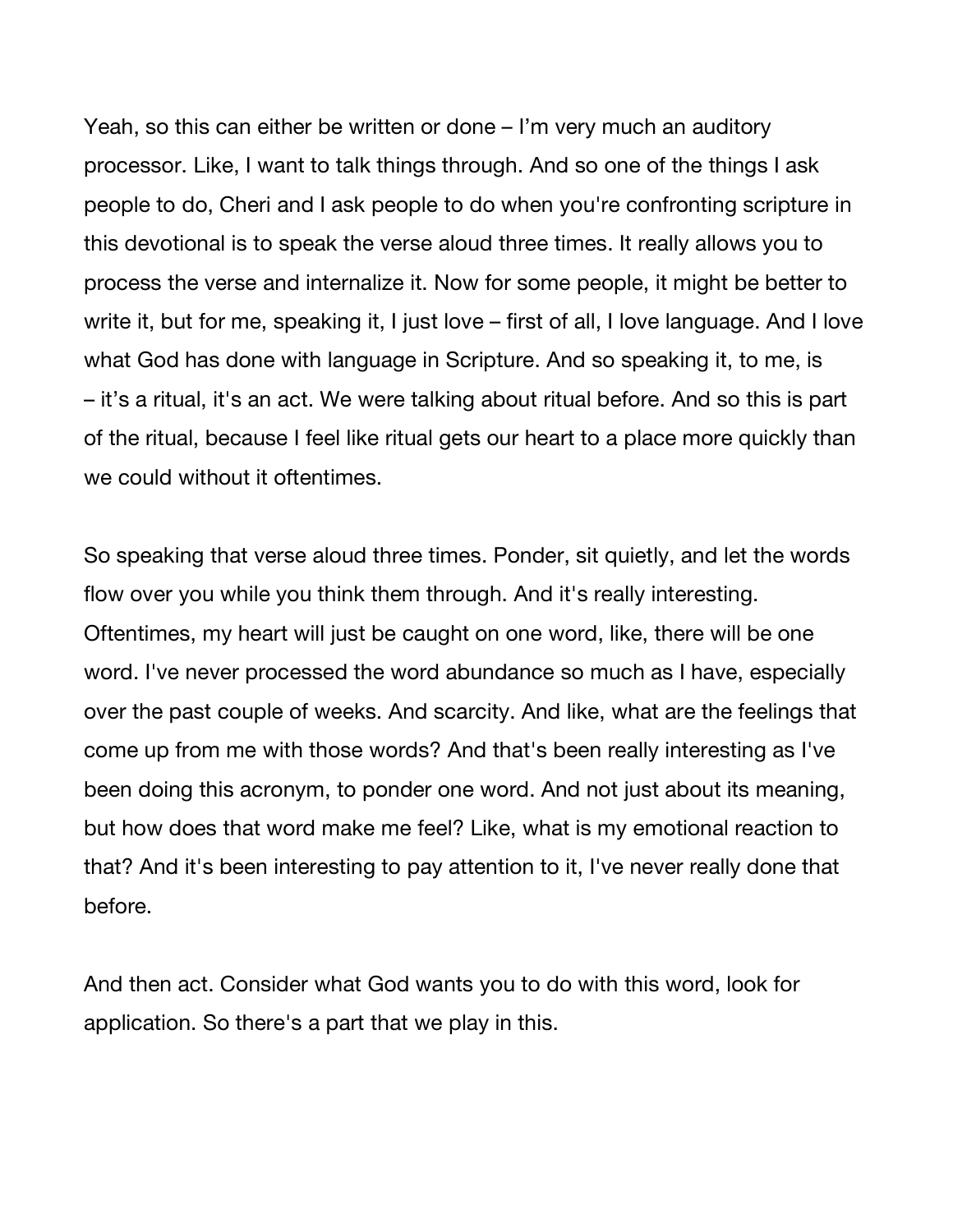Yeah, so this can either be written or done – I'm very much an auditory processor. Like, I want to talk things through. And so one of the things I ask people to do, Cheri and I ask people to do when you're confronting scripture in this devotional is to speak the verse aloud three times. It really allows you to process the verse and internalize it. Now for some people, it might be better to write it, but for me, speaking it, I just love – first of all, I love language. And I love what God has done with language in Scripture. And so speaking it, to me, is – it's a ritual, it's an act. We were talking about ritual before. And so this is part of the ritual, because I feel like ritual gets our heart to a place more quickly than we could without it oftentimes.

So speaking that verse aloud three times. Ponder, sit quietly, and let the words flow over you while you think them through. And it's really interesting. Oftentimes, my heart will just be caught on one word, like, there will be one word. I've never processed the word abundance so much as I have, especially over the past couple of weeks. And scarcity. And like, what are the feelings that come up from me with those words? And that's been really interesting as I've been doing this acronym, to ponder one word. And not just about its meaning, but how does that word make me feel? Like, what is my emotional reaction to that? And it's been interesting to pay attention to it, I've never really done that before.

And then act. Consider what God wants you to do with this word, look for application. So there's a part that we play in this.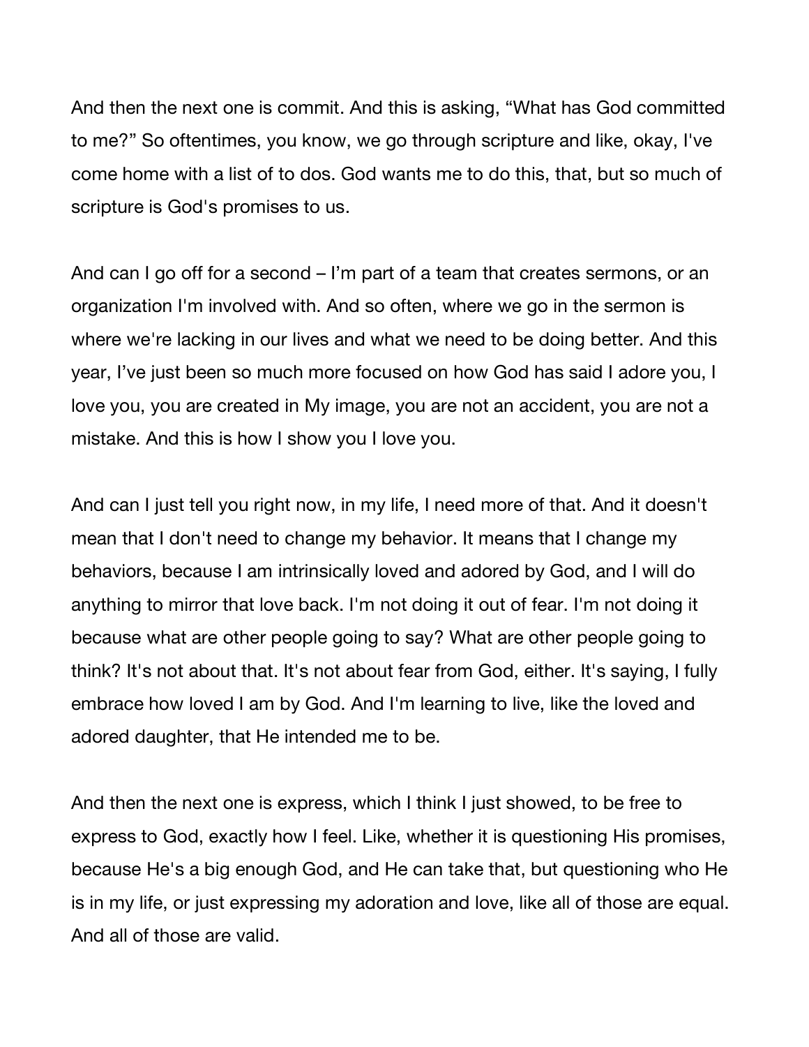And then the next one is commit. And this is asking, "What has God committed to me?" So oftentimes, you know, we go through scripture and like, okay, I've come home with a list of to dos. God wants me to do this, that, but so much of scripture is God's promises to us.

And can I go off for a second – I'm part of a team that creates sermons, or an organization I'm involved with. And so often, where we go in the sermon is where we're lacking in our lives and what we need to be doing better. And this year, I've just been so much more focused on how God has said I adore you, I love you, you are created in My image, you are not an accident, you are not a mistake. And this is how I show you I love you.

And can I just tell you right now, in my life, I need more of that. And it doesn't mean that I don't need to change my behavior. It means that I change my behaviors, because I am intrinsically loved and adored by God, and I will do anything to mirror that love back. I'm not doing it out of fear. I'm not doing it because what are other people going to say? What are other people going to think? It's not about that. It's not about fear from God, either. It's saying, I fully embrace how loved I am by God. And I'm learning to live, like the loved and adored daughter, that He intended me to be.

And then the next one is express, which I think I just showed, to be free to express to God, exactly how I feel. Like, whether it is questioning His promises, because He's a big enough God, and He can take that, but questioning who He is in my life, or just expressing my adoration and love, like all of those are equal. And all of those are valid.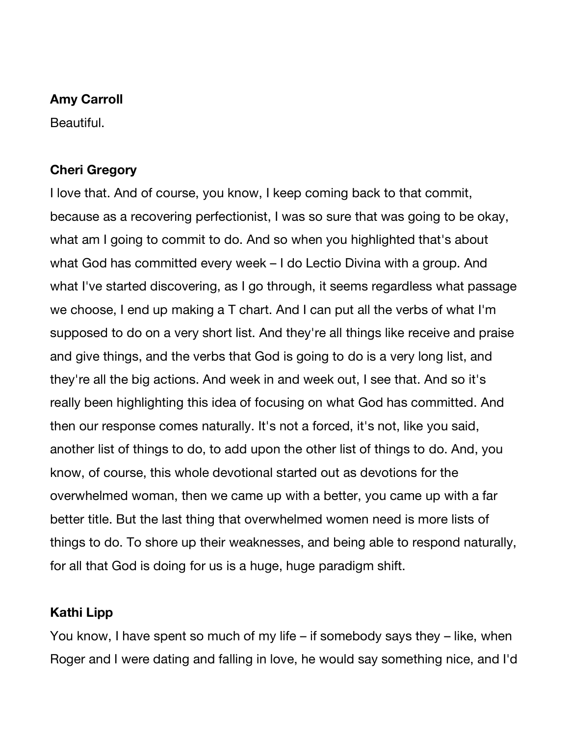**Amy Carroll**

Beautiful.

**Cheri Gregory**

I love that. And of course, you know, I keep coming back to that commit, because as a recovering perfectionist, I was so sure that was going to be okay, what am I going to commit to do. And so when you highlighted that's about what God has committed every week – I do Lectio Divina with a group. And what I've started discovering, as I go through, it seems regardless what passage we choose, I end up making a T chart. And I can put all the verbs of what I'm supposed to do on a very short list. And they're all things like receive and praise and give things, and the verbs that God is going to do is a very long list, and they're all the big actions. And week in and week out, I see that. And so it's really been highlighting this idea of focusing on what God has committed. And then our response comes naturally. It's not a forced, it's not, like you said, another list of things to do, to add upon the other list of things to do. And, you know, of course, this whole devotional started out as devotions for the overwhelmed woman, then we came up with a better, you came up with a far better title. But the last thing that overwhelmed women need is more lists of things to do. To shore up their weaknesses, and being able to respond naturally, for all that God is doing for us is a huge, huge paradigm shift.

**Kathi Lipp**

You know, I have spent so much of my life – if somebody says they – like, when Roger and I were dating and falling in love, he would say something nice, and I'd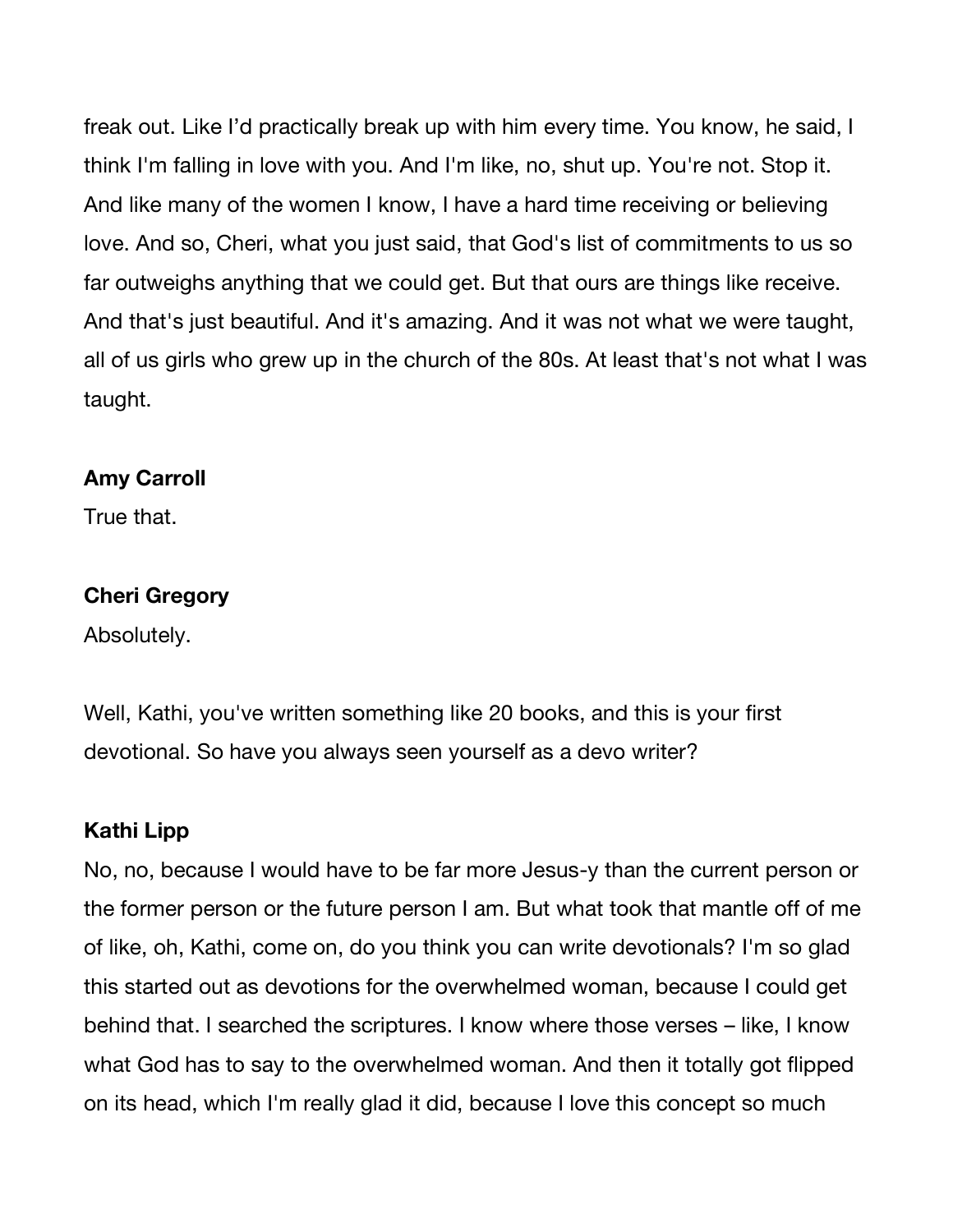freak out. Like I'd practically break up with him every time. You know, he said, I think I'm falling in love with you. And I'm like, no, shut up. You're not. Stop it. And like many of the women I know, I have a hard time receiving or believing love. And so, Cheri, what you just said, that God's list of commitments to us so far outweighs anything that we could get. But that ours are things like receive. And that's just beautiful. And it's amazing. And it was not what we were taught, all of us girls who grew up in the church of the 80s. At least that's not what I was taught.

**Amy Carroll**

True that.

**Cheri Gregory**

Absolutely.

Well, Kathi, you've written something like 20 books, and this is your first devotional. So have you always seen yourself as a devo writer?

**Kathi Lipp**

No, no, because I would have to be far more Jesus-y than the current person or the former person or the future person I am. But what took that mantle off of me of like, oh, Kathi, come on, do you think you can write devotionals? I'm so glad this started out as devotions for the overwhelmed woman, because I could get behind that. I searched the scriptures. I know where those verses – like, I know what God has to say to the overwhelmed woman. And then it totally got flipped on its head, which I'm really glad it did, because I love this concept so much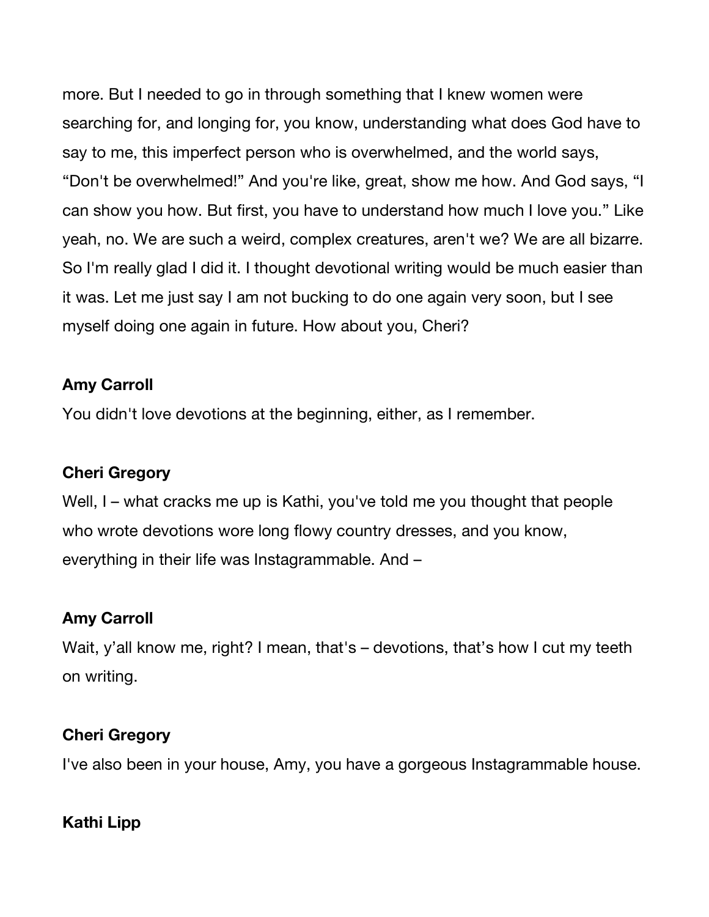more. But I needed to go in through something that I knew women were searching for, and longing for, you know, understanding what does God have to say to me, this imperfect person who is overwhelmed, and the world says, "Don't be overwhelmed!" And you're like, great, show me how. And God says, "I can show you how. But first, you have to understand how much I love you." Like yeah, no. We are such a weird, complex creatures, aren't we? We are all bizarre. So I'm really glad I did it. I thought devotional writing would be much easier than it was. Let me just say I am not bucking to do one again very soon, but I see myself doing one again in future. How about you, Cheri?

**Amy Carroll**

You didn't love devotions at the beginning, either, as I remember.

**Cheri Gregory**

Well, I – what cracks me up is Kathi, you've told me you thought that people who wrote devotions wore long flowy country dresses, and you know, everything in their life was Instagrammable. And –

**Amy Carroll**

Wait, y'all know me, right? I mean, that's – devotions, that's how I cut my teeth on writing.

**Cheri Gregory**

I've also been in your house, Amy, you have a gorgeous Instagrammable house.

**Kathi Lipp**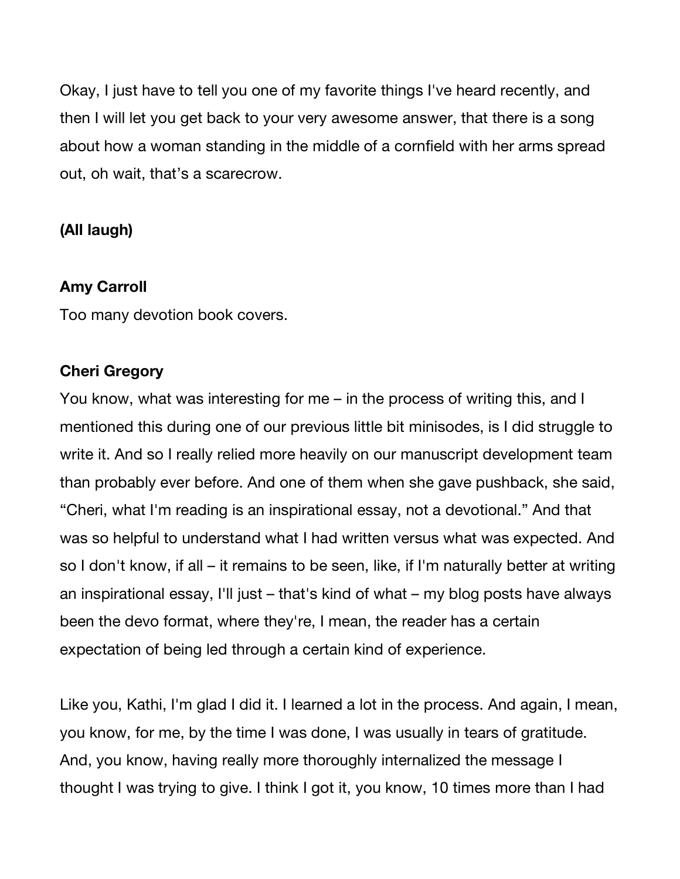Okay, I just have to tell you one of my favorite things I've heard recently, and then I will let you get back to your very awesome answer, that there is a song about how a woman standing in the middle of a cornfield with her arms spread out, oh wait, that's a scarecrow.

**(All laugh)**

**Amy Carroll**

Too many devotion book covers.

**Cheri Gregory**

You know, what was interesting for me – in the process of writing this, and I mentioned this during one of our previous little bit minisodes, is I did struggle to write it. And so I really relied more heavily on our manuscript development team than probably ever before. And one of them when she gave pushback, she said, "Cheri, what I'm reading is an inspirational essay, not a devotional." And that was so helpful to understand what I had written versus what was expected. And so I don't know, if all – it remains to be seen, like, if I'm naturally better at writing an inspirational essay, I'll just – that's kind of what – my blog posts have always been the devo format, where they're, I mean, the reader has a certain expectation of being led through a certain kind of experience.

Like you, Kathi, I'm glad I did it. I learned a lot in the process. And again, I mean, you know, for me, by the time I was done, I was usually in tears of gratitude. And, you know, having really more thoroughly internalized the message I thought I was trying to give. I think I got it, you know, 10 times more than I had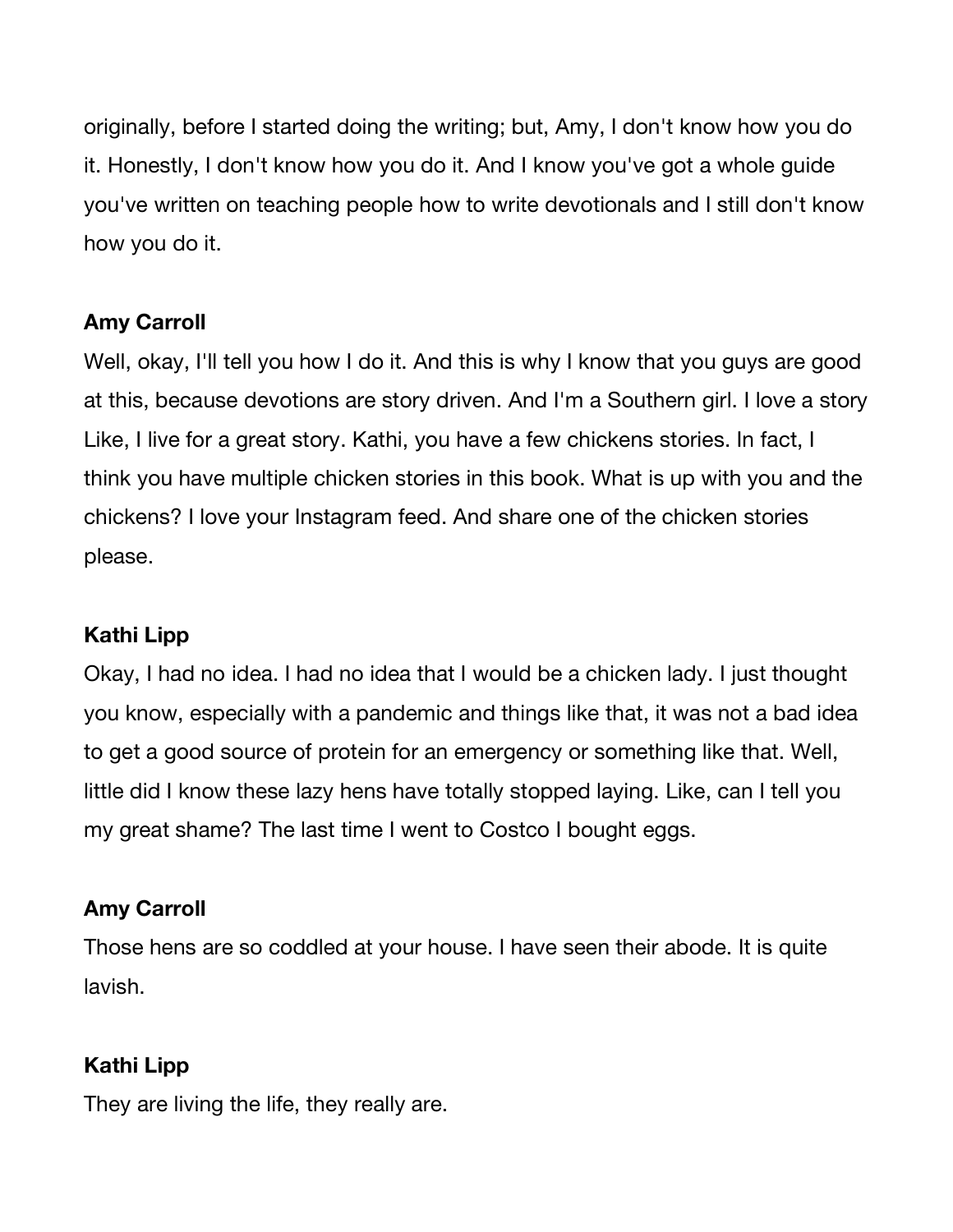originally, before I started doing the writing; but, Amy, I don't know how you do it. Honestly, I don't know how you do it. And I know you've got a whole guide you've written on teaching people how to write devotionals and I still don't know how you do it.

**Amy Carroll**

Well, okay, I'll tell you how I do it. And this is why I know that you guys are good at this, because devotions are story driven. And I'm a Southern girl. I love a story Like, I live for a great story. Kathi, you have a few chickens stories. In fact, I think you have multiple chicken stories in this book. What is up with you and the chickens? I love your Instagram feed. And share one of the chicken stories please.

**Kathi Lipp**

Okay, I had no idea. I had no idea that I would be a chicken lady. I just thought you know, especially with a pandemic and things like that, it was not a bad idea to get a good source of protein for an emergency or something like that. Well, little did I know these lazy hens have totally stopped laying. Like, can I tell you my great shame? The last time I went to Costco I bought eggs.

**Amy Carroll**

Those hens are so coddled at your house. I have seen their abode. It is quite lavish.

**Kathi Lipp**

They are living the life, they really are.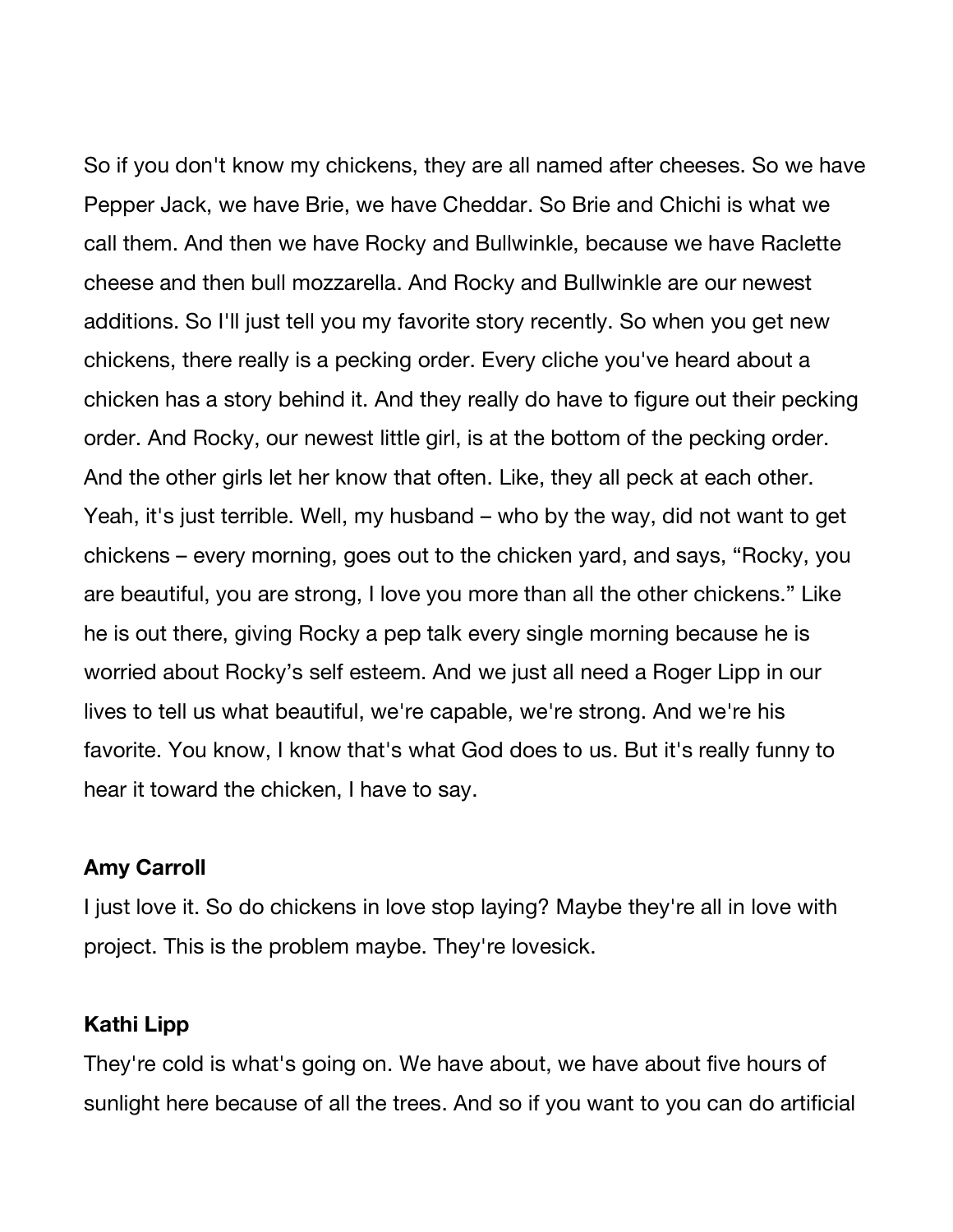So if you don't know my chickens, they are all named after cheeses. So we have Pepper Jack, we have Brie, we have Cheddar. So Brie and Chichi is what we call them. And then we have Rocky and Bullwinkle, because we have Raclette cheese and then bull mozzarella. And Rocky and Bullwinkle are our newest additions. So I'll just tell you my favorite story recently. So when you get new chickens, there really is a pecking order. Every cliche you've heard about a chicken has a story behind it. And they really do have to figure out their pecking order. And Rocky, our newest little girl, is at the bottom of the pecking order. And the other girls let her know that often. Like, they all peck at each other. Yeah, it's just terrible. Well, my husband – who by the way, did not want to get chickens – every morning, goes out to the chicken yard, and says, "Rocky, you are beautiful, you are strong, I love you more than all the other chickens." Like he is out there, giving Rocky a pep talk every single morning because he is worried about Rocky's self esteem. And we just all need a Roger Lipp in our lives to tell us what beautiful, we're capable, we're strong. And we're his favorite. You know, I know that's what God does to us. But it's really funny to hear it toward the chicken, I have to say.

**Amy Carroll**

I just love it. So do chickens in love stop laying? Maybe they're all in love with project. This is the problem maybe. They're lovesick.

**Kathi Lipp**

They're cold is what's going on. We have about, we have about five hours of sunlight here because of all the trees. And so if you want to you can do artificial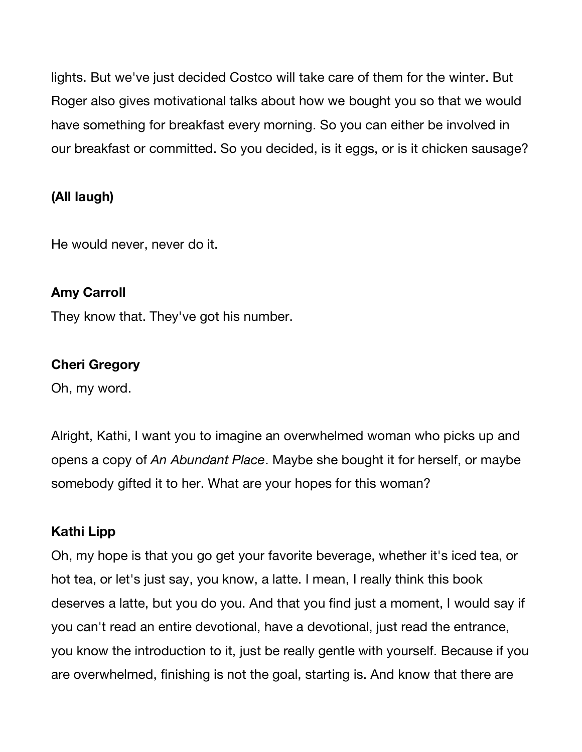lights. But we've just decided Costco will take care of them for the winter. But Roger also gives motivational talks about how we bought you so that we would have something for breakfast every morning. So you can either be involved in our breakfast or committed. So you decided, is it eggs, or is it chicken sausage?

**(All laugh)**

He would never, never do it.

**Amy Carroll**

They know that. They've got his number.

**Cheri Gregory**

Oh, my word.

Alright, Kathi, I want you to imagine an overwhelmed woman who picks up and opens a copy of *An Abundant Place*. Maybe she bought it for herself, or maybe somebody gifted it to her. What are your hopes for this woman?

**Kathi Lipp**

Oh, my hope is that you go get your favorite beverage, whether it's iced tea, or hot tea, or let's just say, you know, a latte. I mean, I really think this book deserves a latte, but you do you. And that you find just a moment, I would say if you can't read an entire devotional, have a devotional, just read the entrance, you know the introduction to it, just be really gentle with yourself. Because if you are overwhelmed, finishing is not the goal, starting is. And know that there are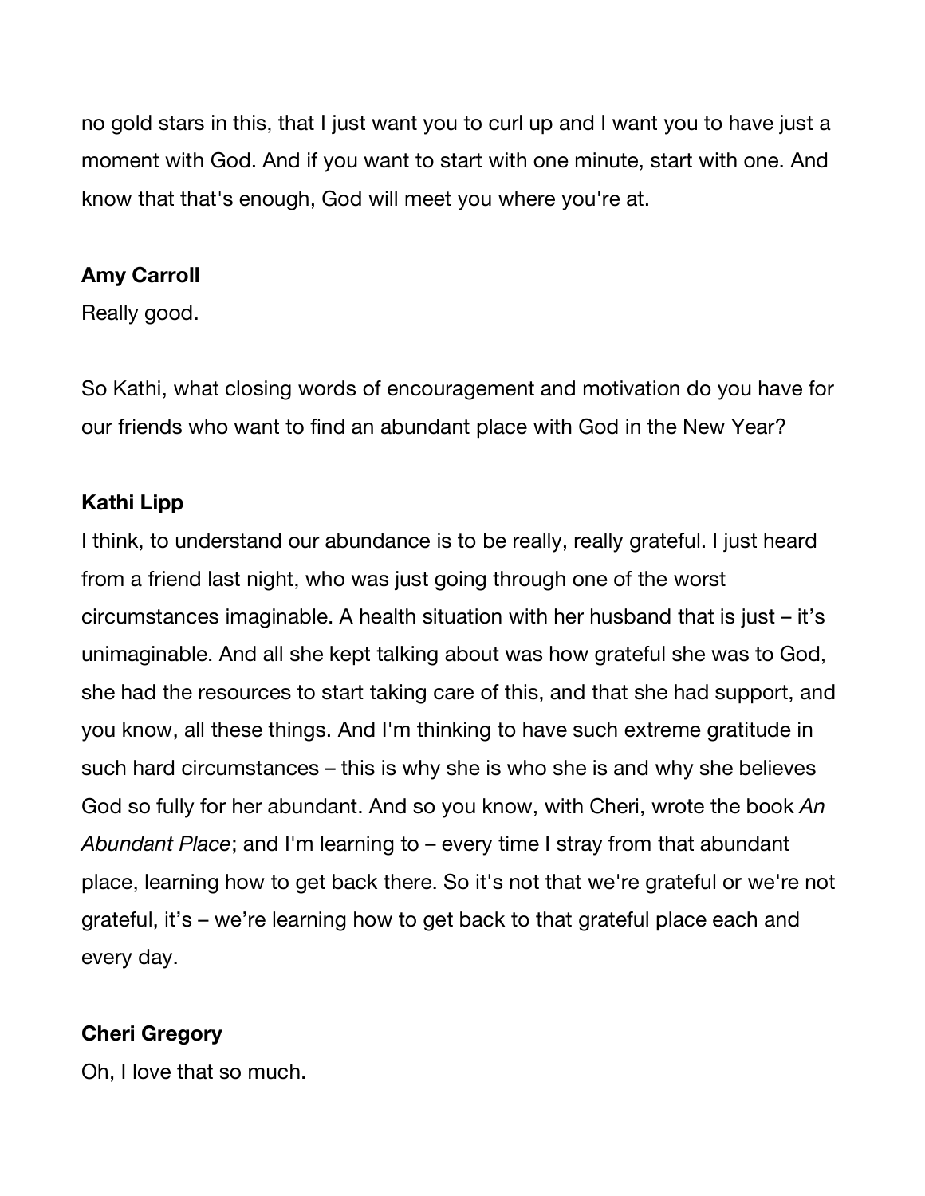no gold stars in this, that I just want you to curl up and I want you to have just a moment with God. And if you want to start with one minute, start with one. And know that that's enough, God will meet you where you're at.

**Amy Carroll**

Really good.

So Kathi, what closing words of encouragement and motivation do you have for our friends who want to find an abundant place with God in the New Year?

**Kathi Lipp**

I think, to understand our abundance is to be really, really grateful. I just heard from a friend last night, who was just going through one of the worst circumstances imaginable. A health situation with her husband that is just – it's unimaginable. And all she kept talking about was how grateful she was to God, she had the resources to start taking care of this, and that she had support, and you know, all these things. And I'm thinking to have such extreme gratitude in such hard circumstances – this is why she is who she is and why she believes God so fully for her abundant. And so you know, with Cheri, wrote the book *An Abundant Place*; and I'm learning to – every time I stray from that abundant place, learning how to get back there. So it's not that we're grateful or we're not grateful, it's – we're learning how to get back to that grateful place each and every day.

**Cheri Gregory**

Oh, I love that so much.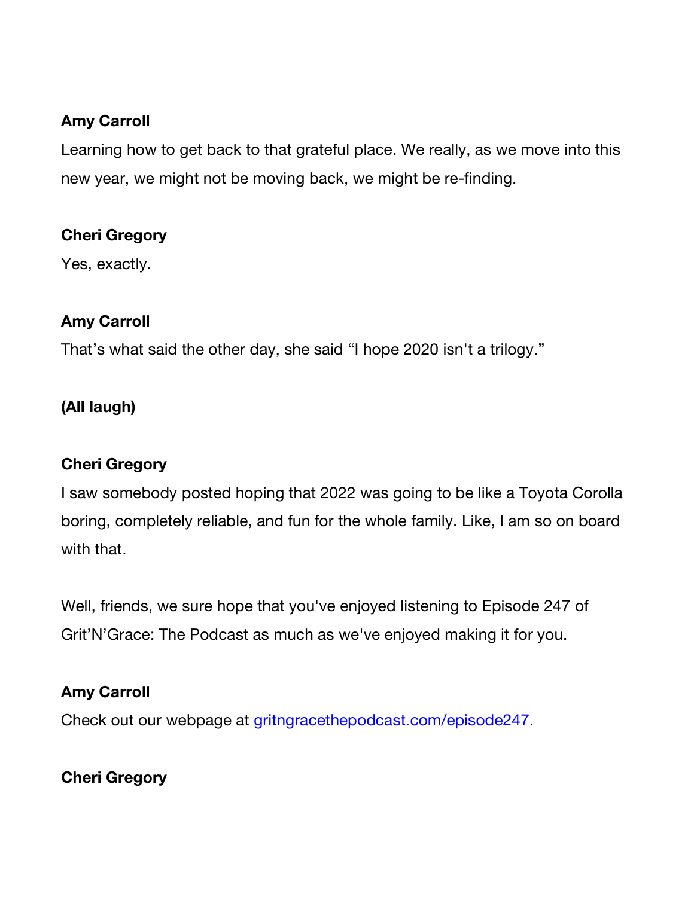**Amy Carroll**

Learning how to get back to that grateful place. We really, as we move into this new year, we might not be moving back, we might be re-finding.

**Cheri Gregory**

Yes, exactly.

**Amy Carroll**

That's what said the other day, she said "I hope 2020 isn't a trilogy."

**(All laugh)**

**Cheri Gregory**

I saw somebody posted hoping that 2022 was going to be like a Toyota Corolla boring, completely reliable, and fun for the whole family. Like, I am so on board with that.

Well, friends, we sure hope that you've enjoyed listening to Episode 247 of Grit'N'Grace: The Podcast as much as we've enjoyed making it for you.

**Amy Carroll**

Check out our webpage at [gritngracethepodcast.com/episode247](gritngracethepodcast.com/episode247).

**Cheri Gregory**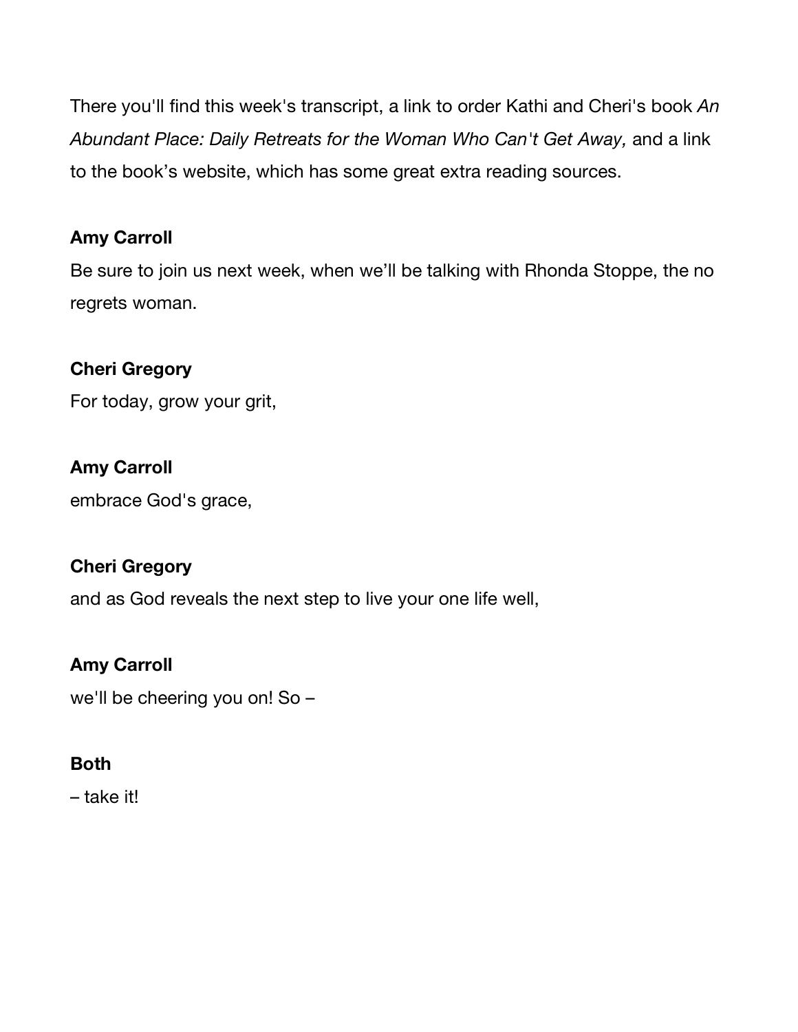There you'll find this week's transcript, a link to order Kathi and Cheri's book *An Abundant Place: Daily Retreats for the Woman Who Can't Get Away,* and a link to the book's website, which has some great extra reading sources.

**Amy Carroll**

Be sure to join us next week, when we'll be talking with Rhonda Stoppe, the no regrets woman.

**Cheri Gregory**

For today, grow your grit,

**Amy Carroll**

embrace God's grace,

**Cheri Gregory**

and as God reveals the next step to live your one life well,

**Amy Carroll**

we'll be cheering you on! So –

**Both**

– take it!